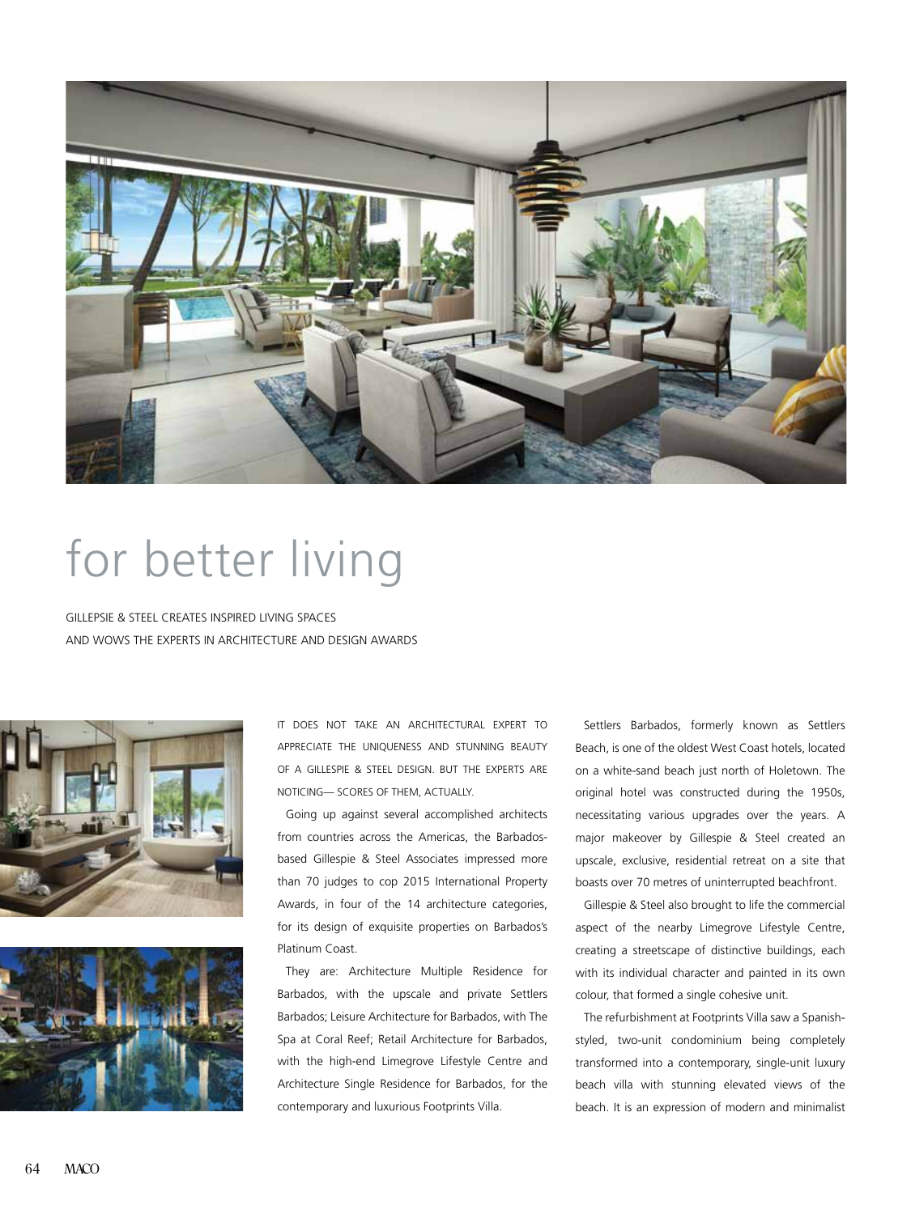# for better living

GILLEPSIE & STEEL CREATES INSPIRED LIVING SPACES
AND WOWS THE EXPERTS IN ARCHITECTURE AND DESIGN AWARDS

IT DOES NOT TAKE AN ARCHITECTURAL EXPERT TO APPRECIATE THE UNIQUENESS AND STUNNING BEAUTY OF A GILLESPIE & STEEL DESIGN. BUT THE EXPERTS ARE NOTICING— SCORES OF THEM, ACTUALLY.

Going up against several accomplished architects from countries across the Americas, the Barbados-based Gillespie & Steel Associates impressed more than 70 judges to cop 2015 International Property Awards, in four of the 14 architecture categories, for its design of exquisite properties on Barbados's Platinum Coast.

They are: Architecture Multiple Residence for Barbados, with the upscale and private Settlers Barbados; Leisure Architecture for Barbados, with The Spa at Coral Reef; Retail Architecture for Barbados, with the high-end Limegrove Lifestyle Centre and Architecture Single Residence for Barbados, for the contemporary and luxurious Footprints Villa.

Settlers Barbados, formerly known as Settlers Beach, is one of the oldest West Coast hotels, located on a white-sand beach just north of Holetown. The original hotel was constructed during the 1950s, necessitating various upgrades over the years. A major makeover by Gillespie & Steel created an upscale, exclusive, residential retreat on a site that boasts over 70 metres of uninterrupted beachfront.

Gillespie & Steel also brought to life the commercial aspect of the nearby Limegrove Lifestyle Centre, creating a streetscape of distinctive buildings, each with its individual character and painted in its own colour, that formed a single cohesive unit.

The refurbishment at Footprints Villa saw a Spanish-styled, two-unit condominium being completely transformed into a contemporary, single-unit luxury beach villa with stunning elevated views of the beach. It is an expression of modern and minimalist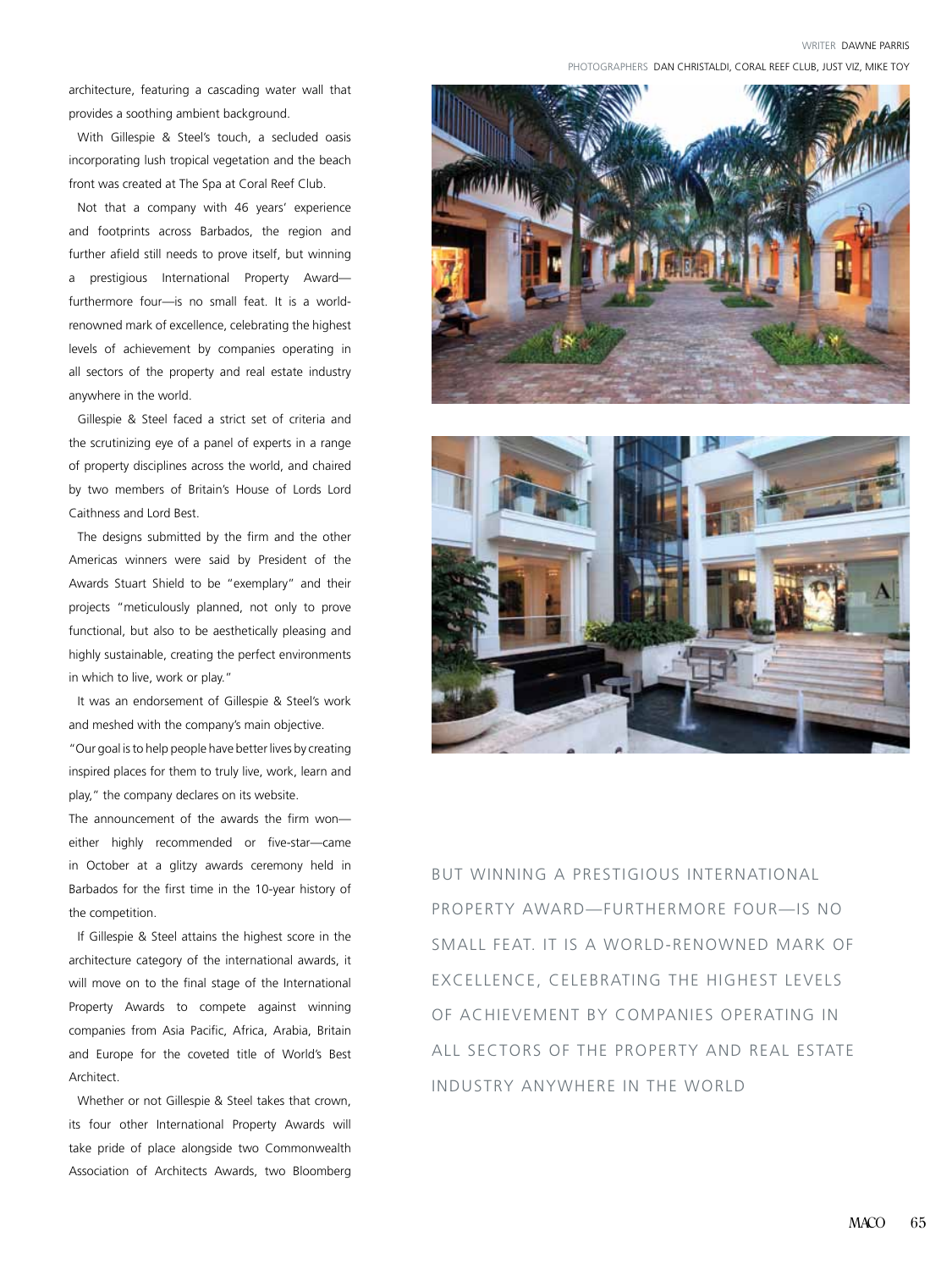WRITER DAWNE PARRIS

PHOTOGRAPHERS DAN CHRISTALDI, CORAL REEF CLUB, JUST VIZ, MIKE TOY

architecture, featuring a cascading water wall that provides a soothing ambient background.

With Gillespie & Steel's touch, a secluded oasis incorporating lush tropical vegetation and the beach front was created at The Spa at Coral Reef Club.

Not that a company with 46 years' experience and footprints across Barbados, the region and further afield still needs to prove itself, but winning a prestigious International Property Award—furthermore four—is no small feat. It is a world-renowned mark of excellence, celebrating the highest levels of achievement by companies operating in all sectors of the property and real estate industry anywhere in the world.

Gillespie & Steel faced a strict set of criteria and the scrutinizing eye of a panel of experts in a range of property disciplines across the world, and chaired by two members of Britain's House of Lords Lord Caithness and Lord Best.

The designs submitted by the firm and the other Americas winners were said by President of the Awards Stuart Shield to be "exemplary" and their projects "meticulously planned, not only to prove functional, but also to be aesthetically pleasing and highly sustainable, creating the perfect environments in which to live, work or play."

It was an endorsement of Gillespie & Steel's work and meshed with the company's main objective.

"Our goal is to help people have better lives by creating inspired places for them to truly live, work, learn and play," the company declares on its website.

The announcement of the awards the firm won—either highly recommended or five-star—came in October at a glitzy awards ceremony held in Barbados for the first time in the 10-year history of the competition.

If Gillespie & Steel attains the highest score in the architecture category of the international awards, it will move on to the final stage of the International Property Awards to compete against winning companies from Asia Pacific, Africa, Arabia, Britain and Europe for the coveted title of World's Best Architect.

Whether or not Gillespie & Steel takes that crown, its four other International Property Awards will take pride of place alongside two Commonwealth Association of Architects Awards, two Bloomberg

BUT WINNING A PRESTIGIOUS INTERNATIONAL PROPERTY AWARD—FURTHERMORE FOUR—IS NO SMALL FEAT. IT IS A WORLD-RENOWNED MARK OF EXCELLENCE, CELEBRATING THE HIGHEST LEVELS OF ACHIEVEMENT BY COMPANIES OPERATING IN ALL SECTORS OF THE PROPERTY AND REAL ESTATE INDUSTRY ANYWHERE IN THE WORLD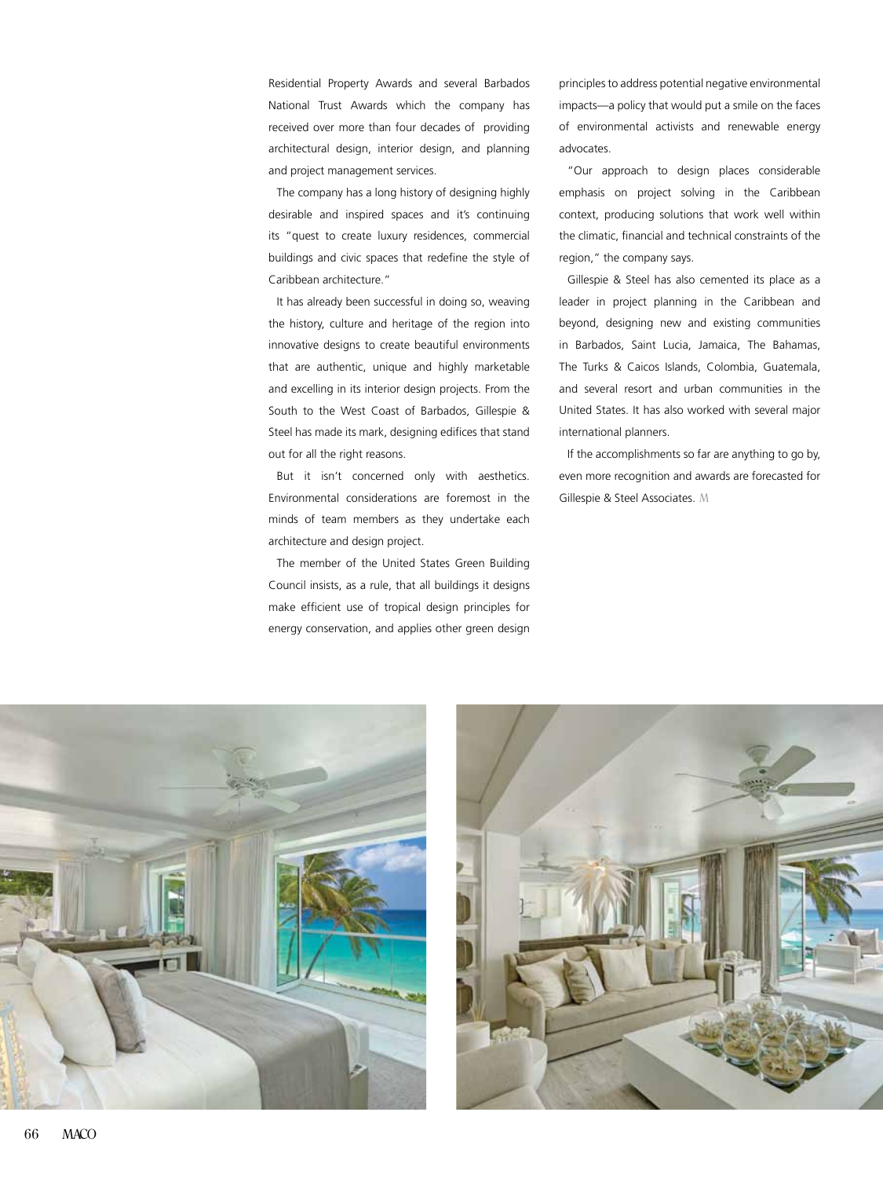Residential Property Awards and several Barbados National Trust Awards which the company has received over more than four decades of providing architectural design, interior design, and planning and project management services.

The company has a long history of designing highly desirable and inspired spaces and it's continuing its "quest to create luxury residences, commercial buildings and civic spaces that redefine the style of Caribbean architecture."

It has already been successful in doing so, weaving the history, culture and heritage of the region into innovative designs to create beautiful environments that are authentic, unique and highly marketable and excelling in its interior design projects. From the South to the West Coast of Barbados, Gillespie & Steel has made its mark, designing edifices that stand out for all the right reasons.

But it isn't concerned only with aesthetics. Environmental considerations are foremost in the minds of team members as they undertake each architecture and design project.

The member of the United States Green Building Council insists, as a rule, that all buildings it designs make efficient use of tropical design principles for energy conservation, and applies other green design principles to address potential negative environmental impacts—a policy that would put a smile on the faces of environmental activists and renewable energy advocates.

"Our approach to design places considerable emphasis on project solving in the Caribbean context, producing solutions that work well within the climatic, financial and technical constraints of the region," the company says.

Gillespie & Steel has also cemented its place as a leader in project planning in the Caribbean and beyond, designing new and existing communities in Barbados, Saint Lucia, Jamaica, The Bahamas, The Turks & Caicos Islands, Colombia, Guatemala, and several resort and urban communities in the United States. It has also worked with several major international planners.

If the accomplishments so far are anything to go by, even more recognition and awards are forecasted for Gillespie & Steel Associates.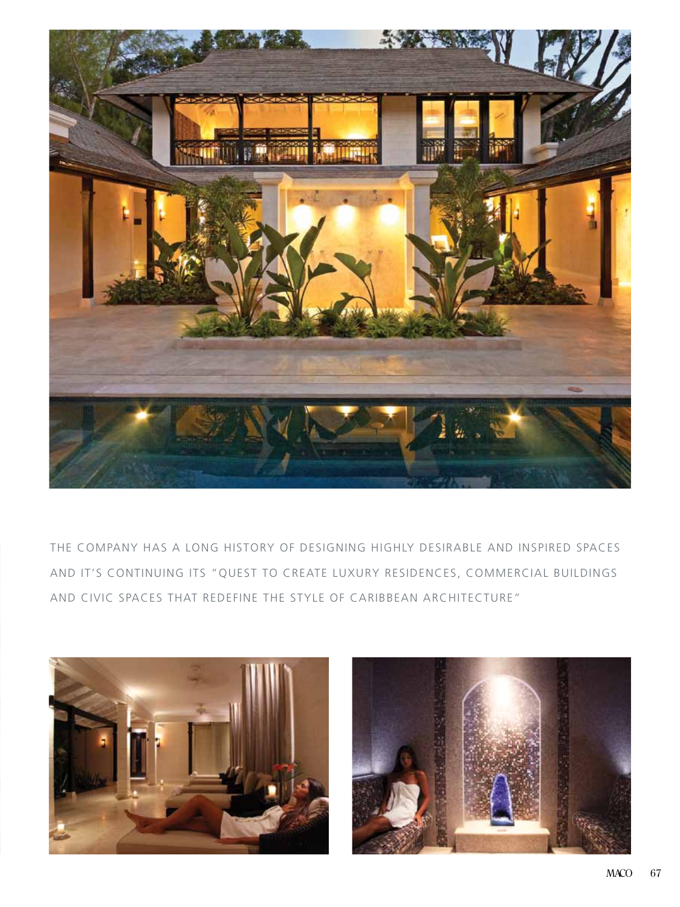THE COMPANY HAS A LONG HISTORY OF DESIGNING HIGHLY DESIRABLE AND INSPIRED SPACES AND IT'S CONTINUING ITS "QUEST TO CREATE LUXURY RESIDENCES, COMMERCIAL BUILDINGS AND CIVIC SPACES THAT REDEFINE THE STYLE OF CARIBBEAN ARCHITECTURE"